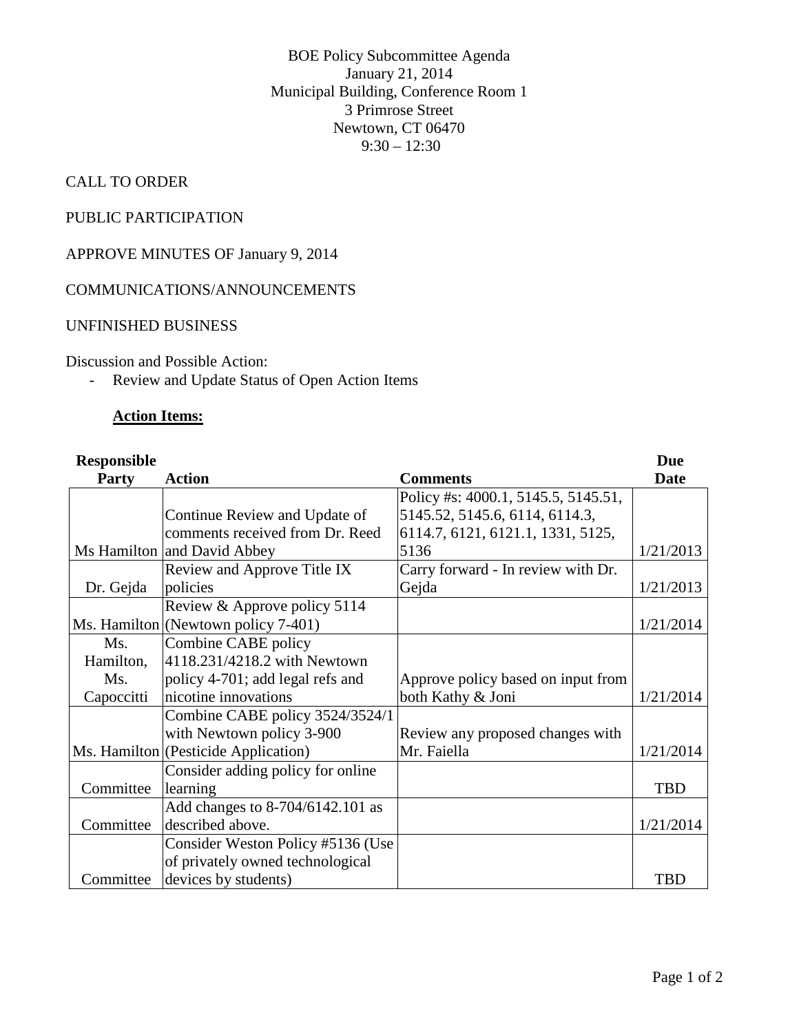BOE Policy Subcommittee Agenda
January 21, 2014
Municipal Building, Conference Room 1
3 Primrose Street
Newtown, CT 06470
9:30 – 12:30

CALL TO ORDER

PUBLIC PARTICIPATION

APPROVE MINUTES OF January 9, 2014

COMMUNICATIONS/ANNOUNCEMENTS

UNFINISHED BUSINESS

Discussion and Possible Action:

- Review and Update Status of Open Action Items

**Action Items:**

| Responsible Party | Action | Comments | Due Date |
|---|---|---|---|
| Ms Hamilton | Continue Review and Update of comments received from Dr. Reed and David Abbey | Policy #s: 4000.1, 5145.5, 5145.51, 5145.52, 5145.6, 6114, 6114.3, 6114.7, 6121, 6121.1, 1331, 5125, 5136 | 1/21/2013 |
| Dr. Gejda | Review and Approve Title IX policies | Carry forward - In review with Dr. Gejda | 1/21/2013 |
| Ms. Hamilton | Review & Approve policy 5114 (Newtown policy 7-401) | | 1/21/2014 |
| Ms. Hamilton, Ms. Capoccitti | Combine CABE policy 4118.231/4218.2 with Newtown policy 4-701; add legal refs and nicotine innovations | Approve policy based on input from both Kathy & Joni | 1/21/2014 |
| Ms. Hamilton | Combine CABE policy 3524/3524/1 with Newtown policy 3-900 (Pesticide Application) | Review any proposed changes with Mr. Faiella | 1/21/2014 |
| Committee | Consider adding policy for online learning | | TBD |
| Committee | Add changes to 8-704/6142.101 as described above. | | 1/21/2014 |
| Committee | Consider Weston Policy #5136 (Use of privately owned technological devices by students) | | TBD |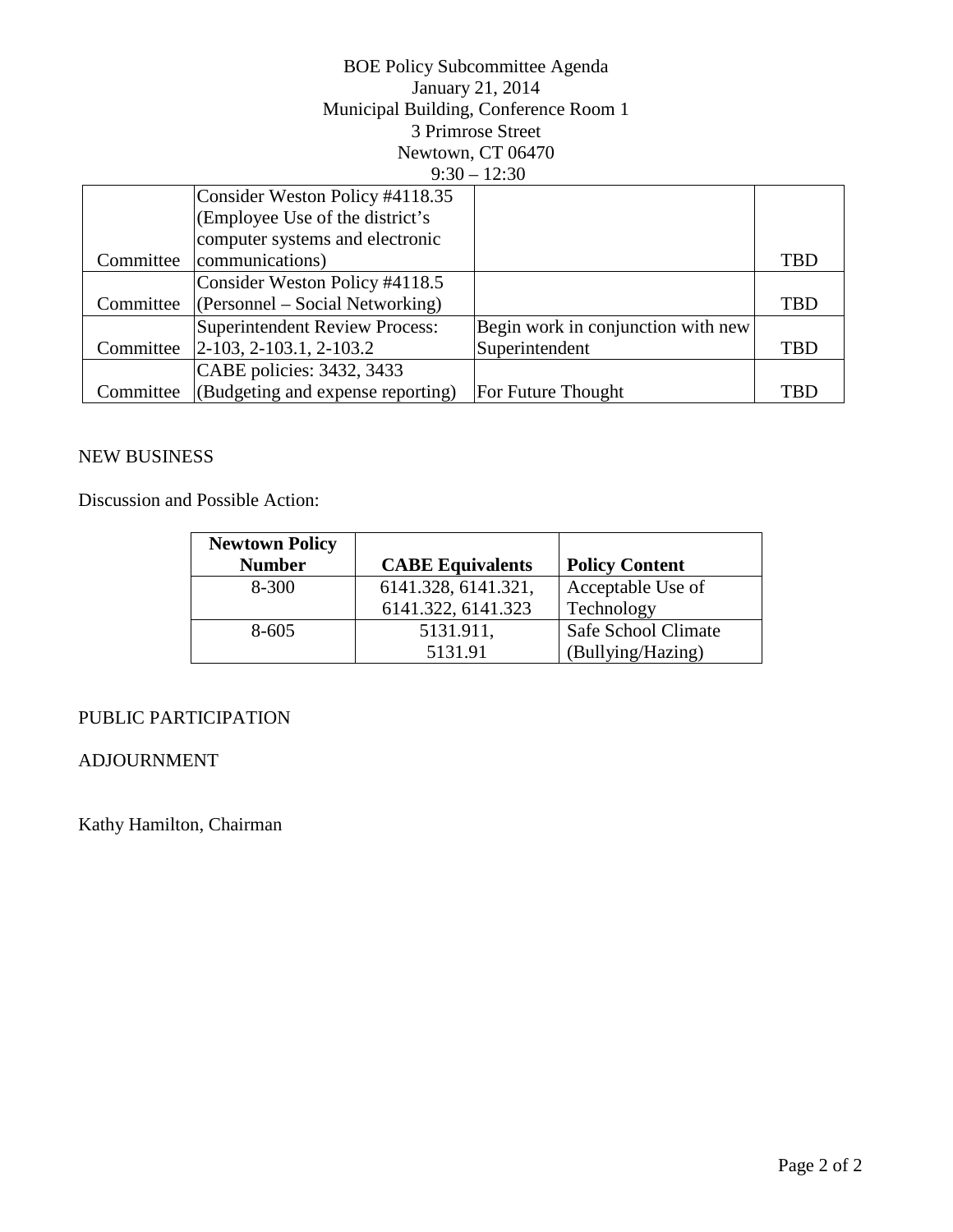BOE Policy Subcommittee Agenda
January 21, 2014
Municipal Building, Conference Room 1
3 Primrose Street
Newtown, CT 06470
9:30 – 12:30

| | | | |
|---|---|---|---|
| Committee | Consider Weston Policy #4118.35 (Employee Use of the district's computer systems and electronic communications) | | TBD |
| Committee | Consider Weston Policy #4118.5 (Personnel – Social Networking) | | TBD |
| Committee | Superintendent Review Process: 2-103, 2-103.1, 2-103.2 | Begin work in conjunction with new Superintendent | TBD |
| Committee | CABE policies: 3432, 3433 (Budgeting and expense reporting) | For Future Thought | TBD |

NEW BUSINESS

Discussion and Possible Action:

| Newtown Policy Number | CABE Equivalents | Policy Content |
|---|---|---|
| 8-300 | 6141.328, 6141.321, 6141.322, 6141.323 | Acceptable Use of Technology |
| 8-605 | 5131.911, 5131.91 | Safe School Climate (Bullying/Hazing) |

PUBLIC PARTICIPATION

ADJOURNMENT

Kathy Hamilton, Chairman